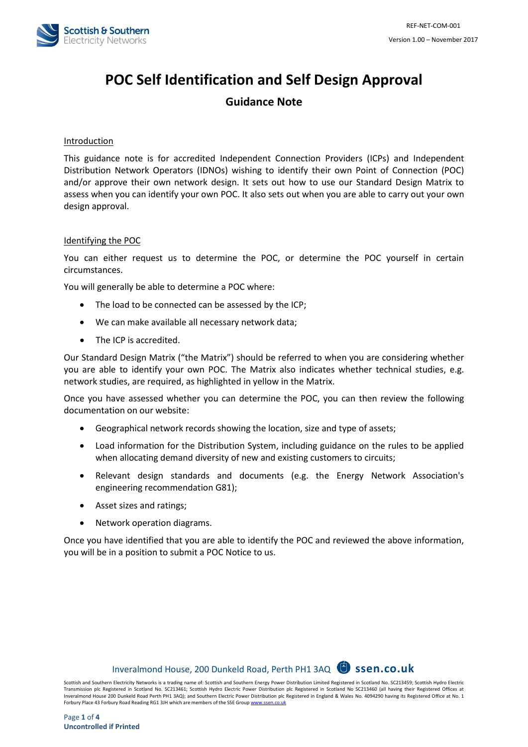# POC Self Identification and Self Design Approval

## Guidance Note

### Introduction

This guidance note is for accredited Independent Connection Providers (ICPs) and Independent Distribution Network Operators (IDNOs) wishing to identify their own Point of Connection (POC) and/or approve their own network design. It sets out how to use our Standard Design Matrix to assess when you can identify your own POC. It also sets out when you are able to carry out your own design approval.

### Identifying the POC

You can either request us to determine the POC, or determine the POC yourself in certain circumstances.

You will generally be able to determine a POC where:

- The load to be connected can be assessed by the ICP;
- We can make available all necessary network data;
- The ICP is accredited.

Our Standard Design Matrix ("the Matrix") should be referred to when you are considering whether you are able to identify your own POC. The Matrix also indicates whether technical studies, e.g. network studies, are required, as highlighted in yellow in the Matrix.

Once you have assessed whether you can determine the POC, you can then review the following documentation on our website:

- Geographical network records showing the location, size and type of assets;
- Load information for the Distribution System, including guidance on the rules to be applied when allocating demand diversity of new and existing customers to circuits;
- Relevant design standards and documents (e.g. the Energy Network Association's engineering recommendation G81);
- Asset sizes and ratings;
- Network operation diagrams.

Once you have identified that you are able to identify the POC and reviewed the above information, you will be in a position to submit a POC Notice to us.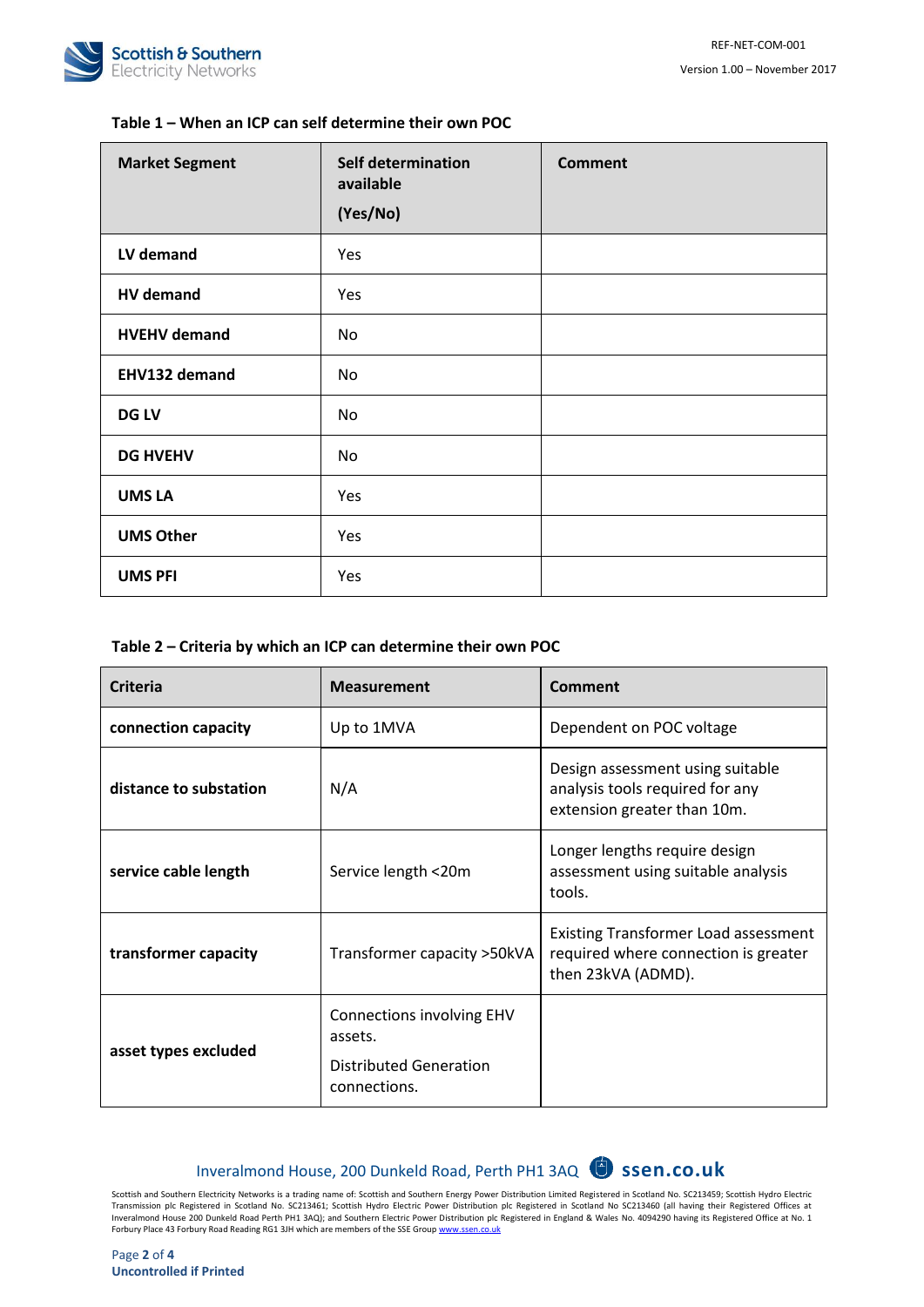**Table 1 – When an ICP can self determine their own POC**

| Market Segment | Self determination available (Yes/No) | Comment |
|---|---|---|
| **LV demand** | Yes | |
| **HV demand** | Yes | |
| **HVEHV demand** | No | |
| **EHV132 demand** | No | |
| **DG LV** | No | |
| **DG HVEHV** | No | |
| **UMS LA** | Yes | |
| **UMS Other** | Yes | |
| **UMS PFI** | Yes | |

**Table 2 – Criteria by which an ICP can determine their own POC**

| Criteria | Measurement | Comment |
|---|---|---|
| **connection capacity** | Up to 1MVA | Dependent on POC voltage |
| **distance to substation** | N/A | Design assessment using suitable analysis tools required for any extension greater than 10m. |
| **service cable length** | Service length <20m | Longer lengths require design assessment using suitable analysis tools. |
| **transformer capacity** | Transformer capacity >50kVA | Existing Transformer Load assessment required where connection is greater then 23kVA (ADMD). |
| **asset types excluded** | Connections involving EHV assets. Distributed Generation connections. | |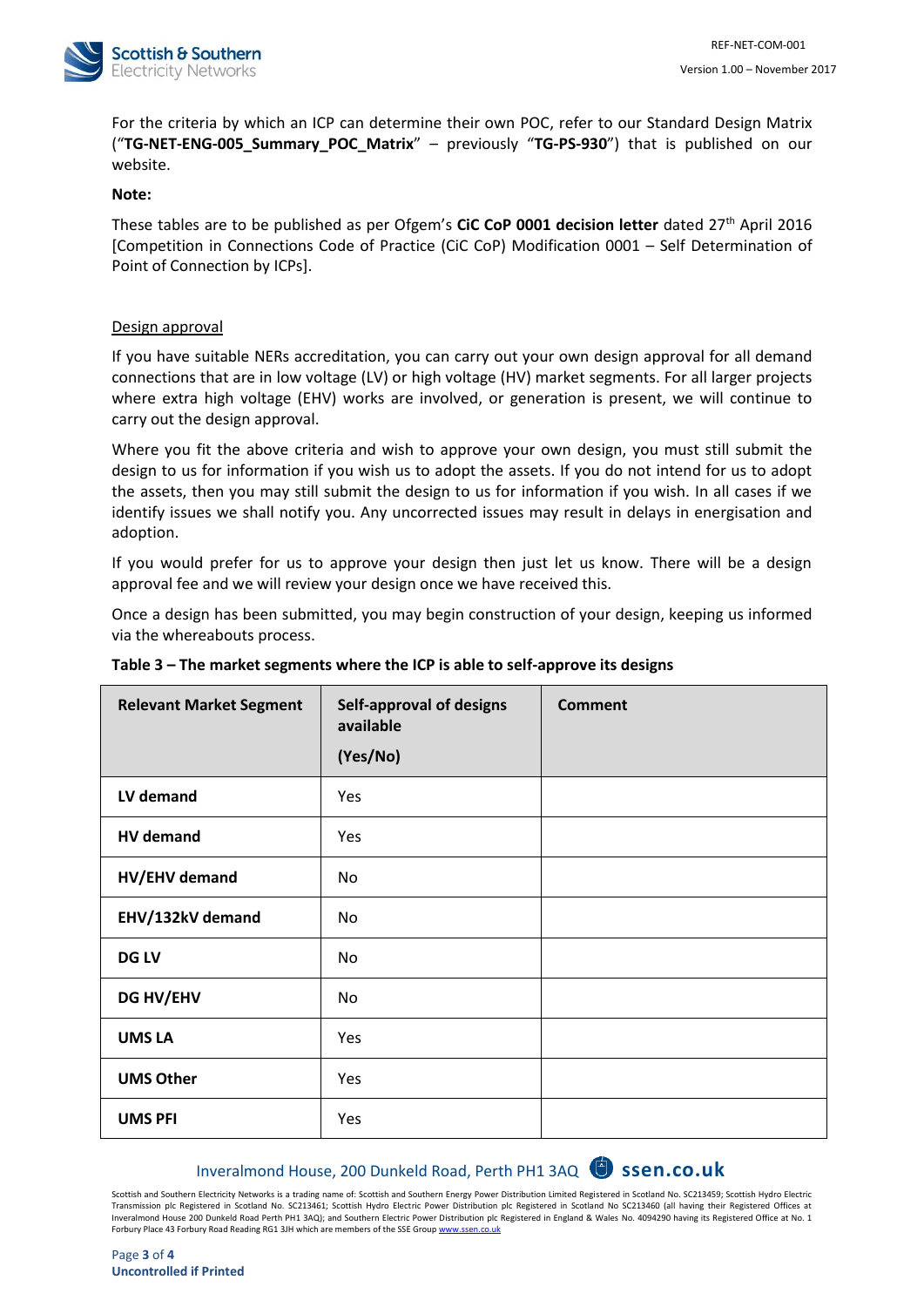For the criteria by which an ICP can determine their own POC, refer to our Standard Design Matrix ("**TG-NET-ENG-005_Summary_POC_Matrix**" – previously "**TG-PS-930**") that is published on our website.

**Note:**

These tables are to be published as per Ofgem's **CiC CoP 0001 decision letter** dated 27th April 2016 [Competition in Connections Code of Practice (CiC CoP) Modification 0001 – Self Determination of Point of Connection by ICPs].

Design approval

If you have suitable NERs accreditation, you can carry out your own design approval for all demand connections that are in low voltage (LV) or high voltage (HV) market segments. For all larger projects where extra high voltage (EHV) works are involved, or generation is present, we will continue to carry out the design approval.

Where you fit the above criteria and wish to approve your own design, you must still submit the design to us for information if you wish us to adopt the assets. If you do not intend for us to adopt the assets, then you may still submit the design to us for information if you wish. In all cases if we identify issues we shall notify you. Any uncorrected issues may result in delays in energisation and adoption.

If you would prefer for us to approve your design then just let us know. There will be a design approval fee and we will review your design once we have received this.

Once a design has been submitted, you may begin construction of your design, keeping us informed via the whereabouts process.

**Table 3 – The market segments where the ICP is able to self-approve its designs**

| Relevant Market Segment | Self-approval of designs available (Yes/No) | Comment |
|---|---|---|
| **LV demand** | Yes | |
| **HV demand** | Yes | |
| **HV/EHV demand** | No | |
| **EHV/132kV demand** | No | |
| **DG LV** | No | |
| **DG HV/EHV** | No | |
| **UMS LA** | Yes | |
| **UMS Other** | Yes | |
| **UMS PFI** | Yes | |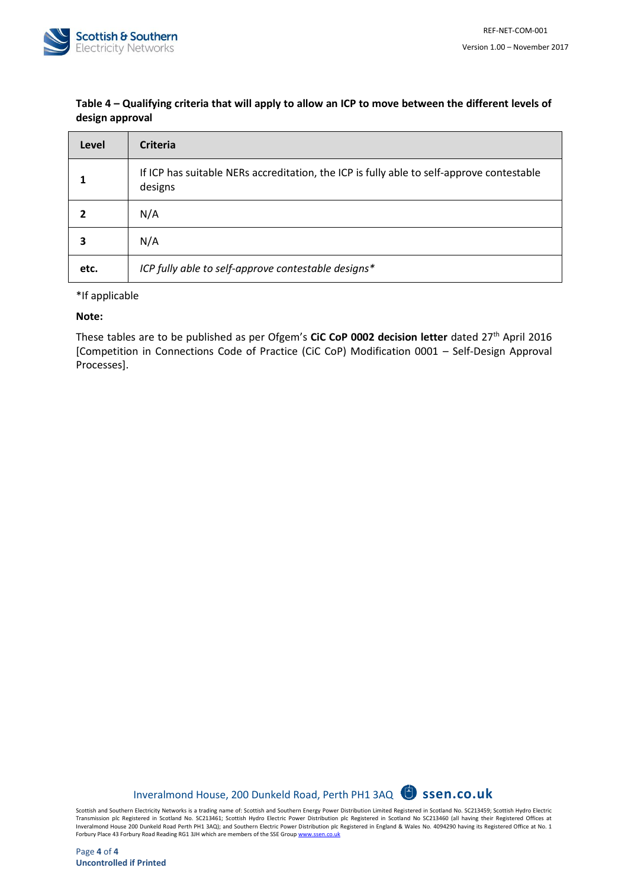**Table 4 – Qualifying criteria that will apply to allow an ICP to move between the different levels of design approval**

| Level | Criteria |
|---|---|
| **1** | If ICP has suitable NERs accreditation, the ICP is fully able to self-approve contestable designs |
| **2** | N/A |
| **3** | N/A |
| **etc.** | *ICP fully able to self-approve contestable designs** |

*If applicable

**Note:**

These tables are to be published as per Ofgem's **CiC CoP 0002 decision letter** dated 27th April 2016 [Competition in Connections Code of Practice (CiC CoP) Modification 0001 – Self-Design Approval Processes].